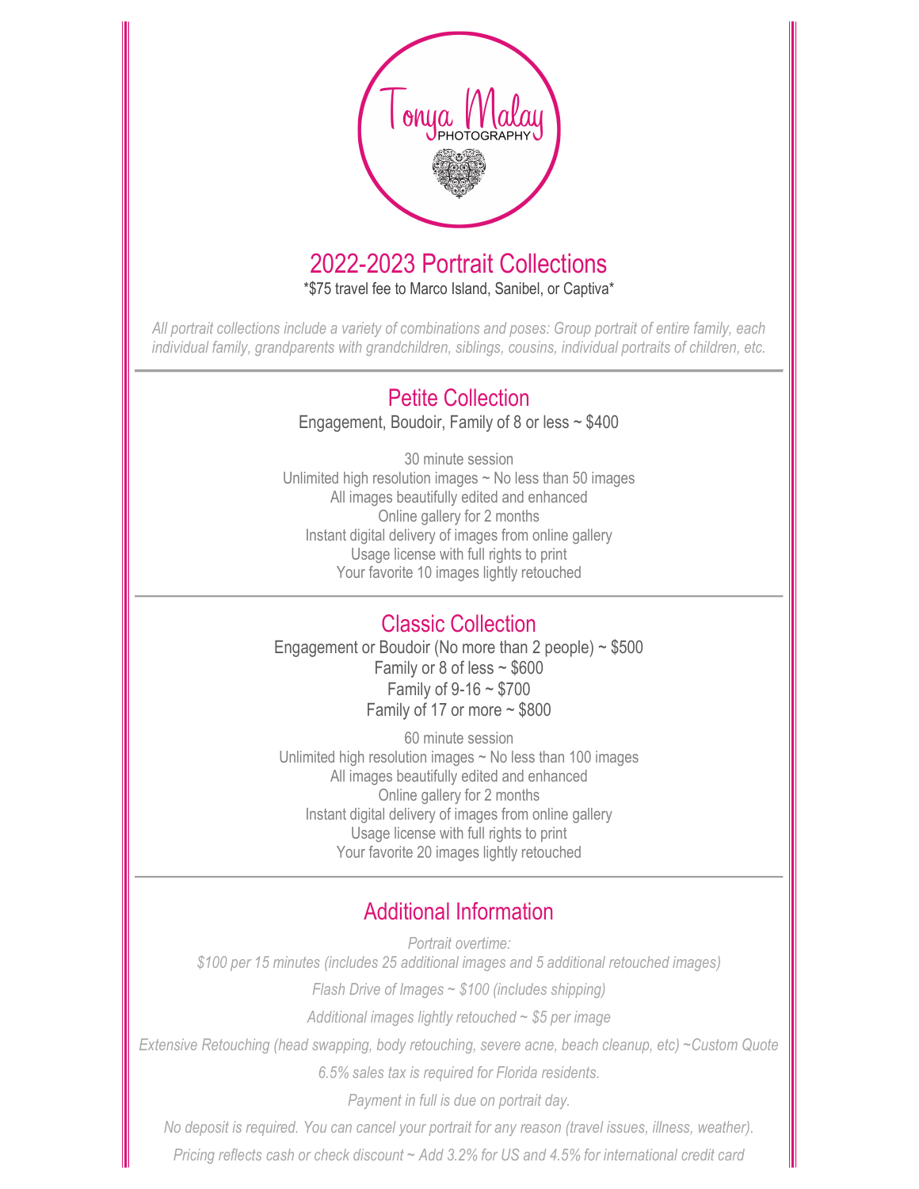Tonya Malay PHOTOGRAPHY

# 2022-2023 Portrait Collections

*$75 travel fee to Marco Island, Sanibel, or Captiva*

*All portrait collections include a variety of combinations and poses: Group portrait of entire family, each individual family, grandparents with grandchildren, siblings, cousins, individual portraits of children, etc.*

---

## Petite Collection

Engagement, Boudoir, Family of 8 or less ~ $400

30 minute session
Unlimited high resolution images ~ No less than 50 images
All images beautifully edited and enhanced
Online gallery for 2 months
Instant digital delivery of images from online gallery
Usage license with full rights to print
Your favorite 10 images lightly retouched

---

## Classic Collection

Engagement or Boudoir (No more than 2 people) ~ $500
Family or 8 of less ~ $600
Family of 9-16 ~ $700
Family of 17 or more ~ $800

60 minute session
Unlimited high resolution images ~ No less than 100 images
All images beautifully edited and enhanced
Online gallery for 2 months
Instant digital delivery of images from online gallery
Usage license with full rights to print
Your favorite 20 images lightly retouched

---

## Additional Information

*Portrait overtime:*
*$100 per 15 minutes (includes 25 additional images and 5 additional retouched images)*

*Flash Drive of Images ~ $100 (includes shipping)*

*Additional images lightly retouched ~ $5 per image*

*Extensive Retouching (head swapping, body retouching, severe acne, beach cleanup, etc) ~Custom Quote*

*6.5% sales tax is required for Florida residents.*

*Payment in full is due on portrait day.*

*No deposit is required. You can cancel your portrait for any reason (travel issues, illness, weather).*

*Pricing reflects cash or check discount ~ Add 3.2% for US and 4.5% for international credit card*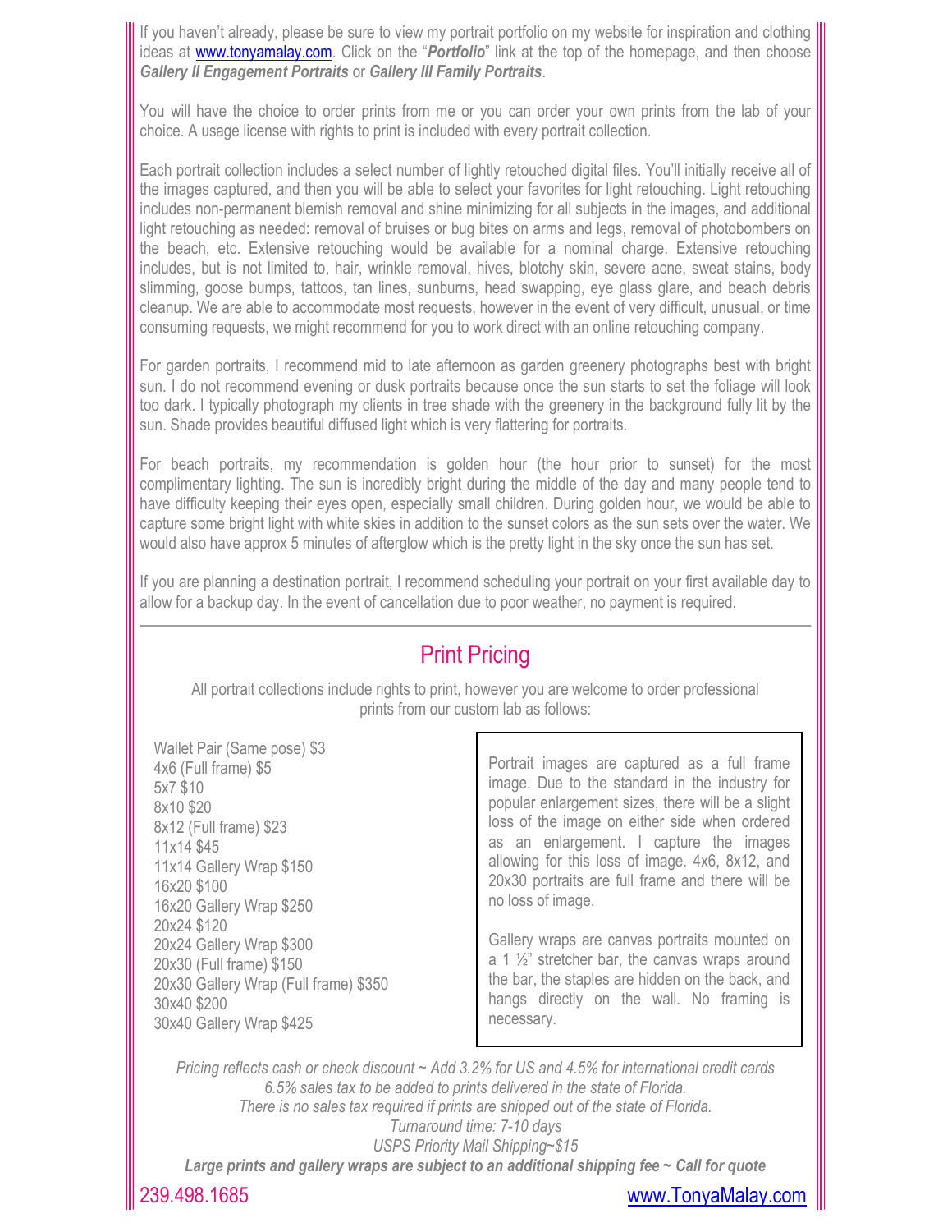If you haven't already, please be sure to view my portrait portfolio on my website for inspiration and clothing ideas at www.tonyamalay.com. Click on the "***Portfolio***" link at the top of the homepage, and then choose ***Gallery II Engagement Portraits*** or ***Gallery III Family Portraits***.

You will have the choice to order prints from me or you can order your own prints from the lab of your choice. A usage license with rights to print is included with every portrait collection.

Each portrait collection includes a select number of lightly retouched digital files. You'll initially receive all of the images captured, and then you will be able to select your favorites for light retouching. Light retouching includes non-permanent blemish removal and shine minimizing for all subjects in the images, and additional light retouching as needed: removal of bruises or bug bites on arms and legs, removal of photobombers on the beach, etc. Extensive retouching would be available for a nominal charge. Extensive retouching includes, but is not limited to, hair, wrinkle removal, hives, blotchy skin, severe acne, sweat stains, body slimming, goose bumps, tattoos, tan lines, sunburns, head swapping, eye glass glare, and beach debris cleanup. We are able to accommodate most requests, however in the event of very difficult, unusual, or time consuming requests, we might recommend for you to work direct with an online retouching company.

For garden portraits, I recommend mid to late afternoon as garden greenery photographs best with bright sun. I do not recommend evening or dusk portraits because once the sun starts to set the foliage will look too dark. I typically photograph my clients in tree shade with the greenery in the background fully lit by the sun. Shade provides beautiful diffused light which is very flattering for portraits.

For beach portraits, my recommendation is golden hour (the hour prior to sunset) for the most complimentary lighting. The sun is incredibly bright during the middle of the day and many people tend to have difficulty keeping their eyes open, especially small children. During golden hour, we would be able to capture some bright light with white skies in addition to the sunset colors as the sun sets over the water. We would also have approx 5 minutes of afterglow which is the pretty light in the sky once the sun has set.

If you are planning a destination portrait, I recommend scheduling your portrait on your first available day to allow for a backup day. In the event of cancellation due to poor weather, no payment is required.

---

## Print Pricing

All portrait collections include rights to print, however you are welcome to order professional prints from our custom lab as follows:

Wallet Pair (Same pose) $3
4x6 (Full frame) $5
5x7 $10
8x10 $20
8x12 (Full frame) $23
11x14 $45
11x14 Gallery Wrap $150
16x20 $100
16x20 Gallery Wrap $250
20x24 $120
20x24 Gallery Wrap $300
20x30 (Full frame) $150
20x30 Gallery Wrap (Full frame) $350
30x40 $200
30x40 Gallery Wrap $425

Portrait images are captured as a full frame image. Due to the standard in the industry for popular enlargement sizes, there will be a slight loss of the image on either side when ordered as an enlargement. I capture the images allowing for this loss of image. 4x6, 8x12, and 20x30 portraits are full frame and there will be no loss of image.

Gallery wraps are canvas portraits mounted on a 1 ½" stretcher bar, the canvas wraps around the bar, the staples are hidden on the back, and hangs directly on the wall. No framing is necessary.

*Pricing reflects cash or check discount ~ Add 3.2% for US and 4.5% for international credit cards*
*6.5% sales tax to be added to prints delivered in the state of Florida.*
*There is no sales tax required if prints are shipped out of the state of Florida.*
*Turnaround time: 7-10 days*
*USPS Priority Mail Shipping~$15*
***Large prints and gallery wraps are subject to an additional shipping fee ~ Call for quote***

239.498.1685 www.TonyaMalay.com